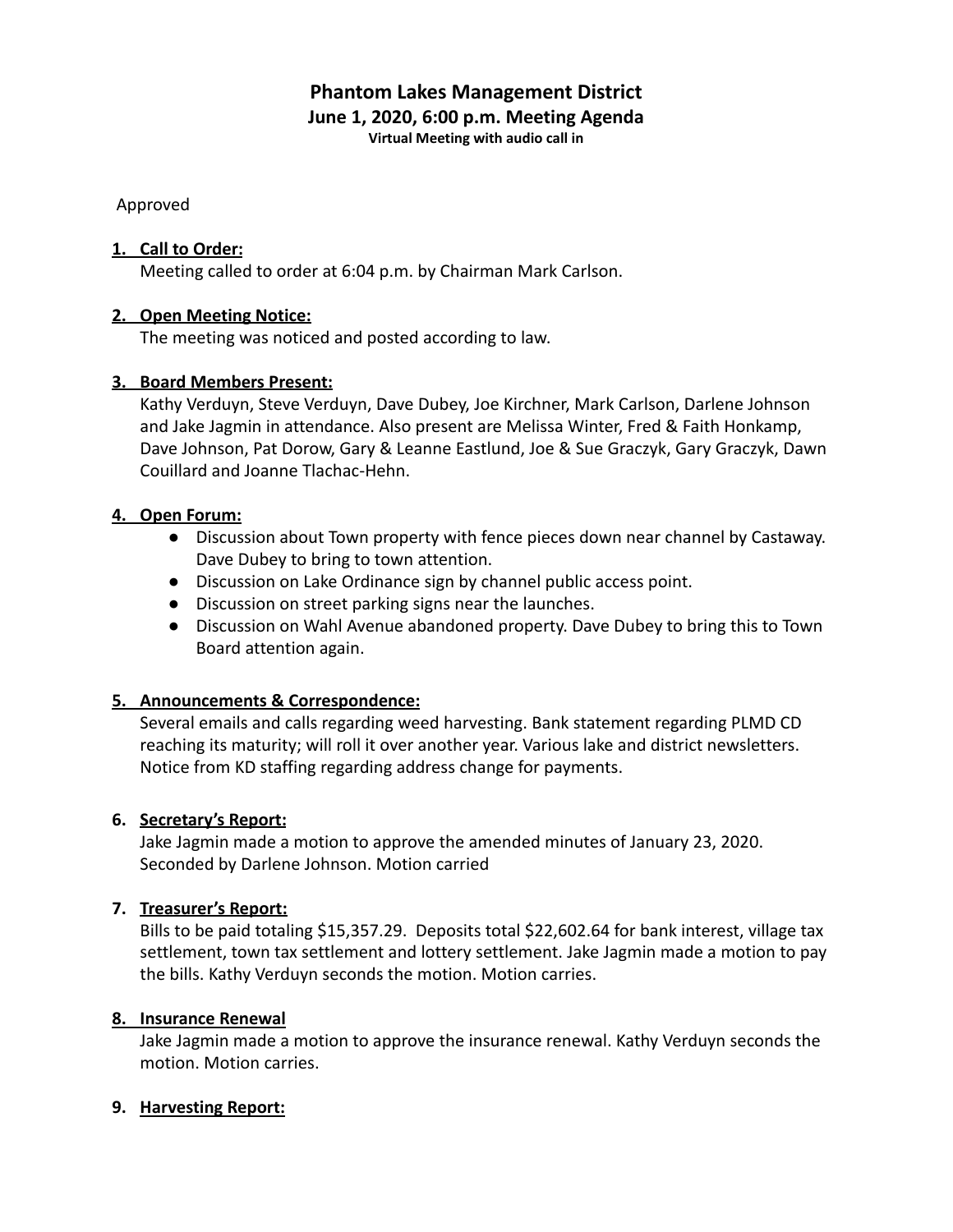# Phantom Lakes Management District

## June 1, 2020, 6:00 p.m. Meeting Agenda

**Virtual Meeting with audio call in**

Approved

**1. Call to Order:**

Meeting called to order at 6:04 p.m. by Chairman Mark Carlson.

**2. Open Meeting Notice:**

The meeting was noticed and posted according to law.

**3. Board Members Present:**

Kathy Verduyn, Steve Verduyn, Dave Dubey, Joe Kirchner, Mark Carlson, Darlene Johnson and Jake Jagmin in attendance. Also present are Melissa Winter, Fred & Faith Honkamp, Dave Johnson, Pat Dorow, Gary & Leanne Eastlund, Joe & Sue Graczyk, Gary Graczyk, Dawn Couillard and Joanne Tlachac-Hehn.

**4. Open Forum:**

- Discussion about Town property with fence pieces down near channel by Castaway. Dave Dubey to bring to town attention.
- Discussion on Lake Ordinance sign by channel public access point.
- Discussion on street parking signs near the launches.
- Discussion on Wahl Avenue abandoned property. Dave Dubey to bring this to Town Board attention again.

**5. Announcements & Correspondence:**

Several emails and calls regarding weed harvesting. Bank statement regarding PLMD CD reaching its maturity; will roll it over another year. Various lake and district newsletters. Notice from KD staffing regarding address change for payments.

**6. Secretary's Report:**

Jake Jagmin made a motion to approve the amended minutes of January 23, 2020. Seconded by Darlene Johnson. Motion carried

**7. Treasurer's Report:**

Bills to be paid totaling $15,357.29. Deposits total $22,602.64 for bank interest, village tax settlement, town tax settlement and lottery settlement. Jake Jagmin made a motion to pay the bills. Kathy Verduyn seconds the motion. Motion carries.

**8. Insurance Renewal**

Jake Jagmin made a motion to approve the insurance renewal. Kathy Verduyn seconds the motion. Motion carries.

**9. Harvesting Report:**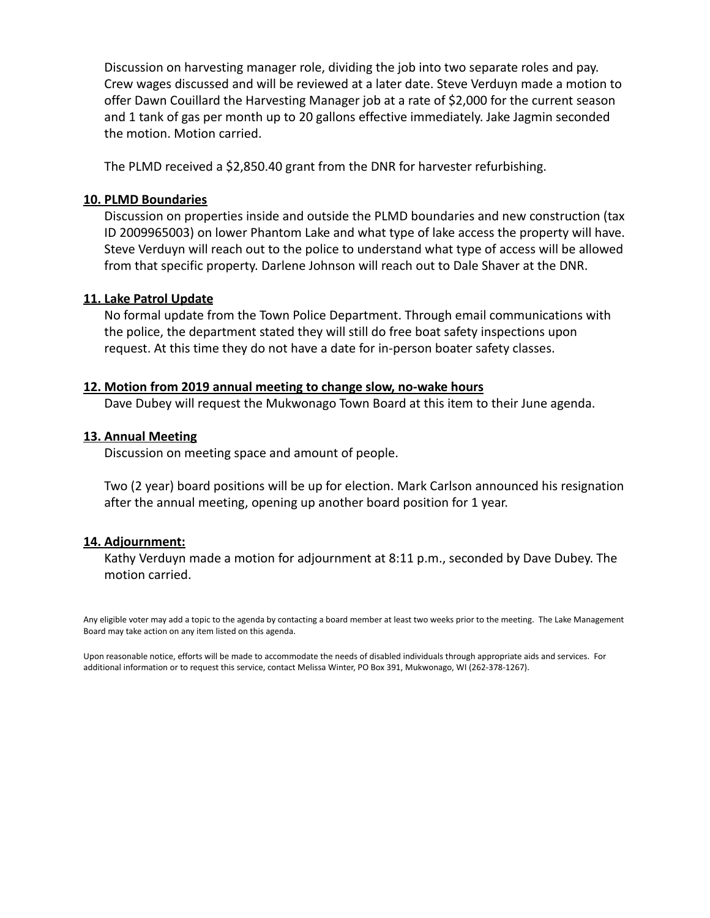Discussion on harvesting manager role, dividing the job into two separate roles and pay. Crew wages discussed and will be reviewed at a later date. Steve Verduyn made a motion to offer Dawn Couillard the Harvesting Manager job at a rate of $2,000 for the current season and 1 tank of gas per month up to 20 gallons effective immediately. Jake Jagmin seconded the motion. Motion carried.

The PLMD received a $2,850.40 grant from the DNR for harvester refurbishing.

**10. PLMD Boundaries**

Discussion on properties inside and outside the PLMD boundaries and new construction (tax ID 2009965003) on lower Phantom Lake and what type of lake access the property will have. Steve Verduyn will reach out to the police to understand what type of access will be allowed from that specific property. Darlene Johnson will reach out to Dale Shaver at the DNR.

**11. Lake Patrol Update**

No formal update from the Town Police Department. Through email communications with the police, the department stated they will still do free boat safety inspections upon request. At this time they do not have a date for in-person boater safety classes.

**12. Motion from 2019 annual meeting to change slow, no-wake hours**

Dave Dubey will request the Mukwonago Town Board at this item to their June agenda.

**13. Annual Meeting**

Discussion on meeting space and amount of people.

Two (2 year) board positions will be up for election. Mark Carlson announced his resignation after the annual meeting, opening up another board position for 1 year.

**14. Adjournment:**

Kathy Verduyn made a motion for adjournment at 8:11 p.m., seconded by Dave Dubey. The motion carried.

Any eligible voter may add a topic to the agenda by contacting a board member at least two weeks prior to the meeting. The Lake Management Board may take action on any item listed on this agenda.

Upon reasonable notice, efforts will be made to accommodate the needs of disabled individuals through appropriate aids and services. For additional information or to request this service, contact Melissa Winter, PO Box 391, Mukwonago, WI (262-378-1267).